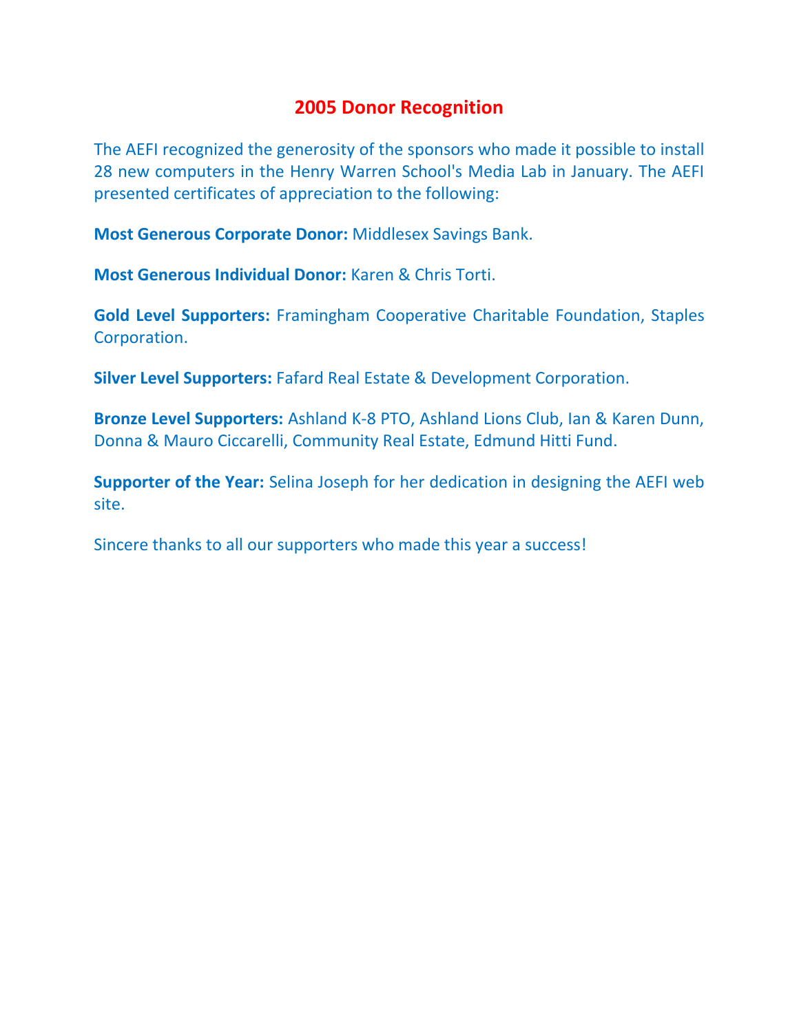# 2005 Donor Recognition

The AEFI recognized the generosity of the sponsors who made it possible to install 28 new computers in the Henry Warren School's Media Lab in January. The AEFI presented certificates of appreciation to the following:

**Most Generous Corporate Donor:** Middlesex Savings Bank.

**Most Generous Individual Donor:** Karen & Chris Torti.

**Gold Level Supporters:** Framingham Cooperative Charitable Foundation, Staples Corporation.

**Silver Level Supporters:** Fafard Real Estate & Development Corporation.

**Bronze Level Supporters:** Ashland K-8 PTO, Ashland Lions Club, Ian & Karen Dunn, Donna & Mauro Ciccarelli, Community Real Estate, Edmund Hitti Fund.

**Supporter of the Year:** Selina Joseph for her dedication in designing the AEFI web site.

Sincere thanks to all our supporters who made this year a success!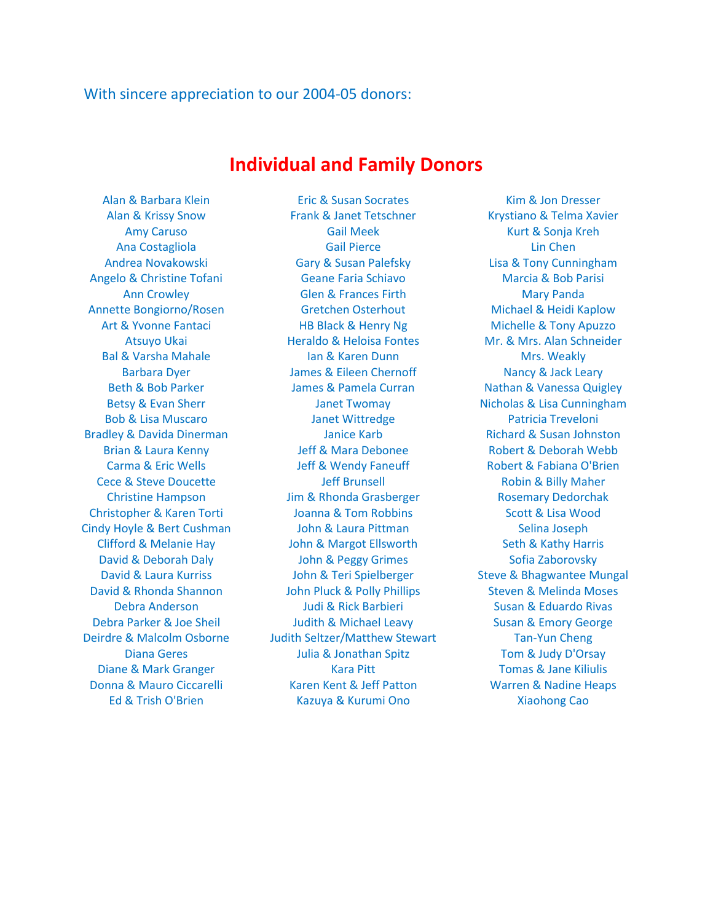With sincere appreciation to our 2004-05 donors:

# Individual and Family Donors

Alan & Barbara Klein
Alan & Krissy Snow
Amy Caruso
Ana Costagliola
Andrea Novakowski
Angelo & Christine Tofani
Ann Crowley
Annette Bongiorno/Rosen
Art & Yvonne Fantaci
Atsuyo Ukai
Bal & Varsha Mahale
Barbara Dyer
Beth & Bob Parker
Betsy & Evan Sherr
Bob & Lisa Muscaro
Bradley & Davida Dinerman
Brian & Laura Kenny
Carma & Eric Wells
Cece & Steve Doucette
Christine Hampson
Christopher & Karen Torti
Cindy Hoyle & Bert Cushman
Clifford & Melanie Hay
David & Deborah Daly
David & Laura Kurriss
David & Rhonda Shannon
Debra Anderson
Debra Parker & Joe Sheil
Deirdre & Malcolm Osborne
Diana Geres
Diane & Mark Granger
Donna & Mauro Ciccarelli
Ed & Trish O'Brien
Eric & Susan Socrates
Frank & Janet Tetschner
Gail Meek
Gail Pierce
Gary & Susan Palefsky
Geane Faria Schiavo
Glen & Frances Firth
Gretchen Osterhout
HB Black & Henry Ng
Heraldo & Heloisa Fontes
Ian & Karen Dunn
James & Eileen Chernoff
James & Pamela Curran
Janet Twomay
Janet Wittredge
Janice Karb
Jeff & Mara Debonee
Jeff & Wendy Faneuff
Jeff Brunsell
Jim & Rhonda Grasberger
Joanna & Tom Robbins
John & Laura Pittman
John & Margot Ellsworth
John & Peggy Grimes
John & Teri Spielberger
John Pluck & Polly Phillips
Judi & Rick Barbieri
Judith & Michael Leavy
Judith Seltzer/Matthew Stewart
Julia & Jonathan Spitz
Kara Pitt
Karen Kent & Jeff Patton
Kazuya & Kurumi Ono
Kim & Jon Dresser
Krystiano & Telma Xavier
Kurt & Sonja Kreh
Lin Chen
Lisa & Tony Cunningham
Marcia & Bob Parisi
Mary Panda
Michael & Heidi Kaplow
Michelle & Tony Apuzzo
Mr. & Mrs. Alan Schneider
Mrs. Weakly
Nancy & Jack Leary
Nathan & Vanessa Quigley
Nicholas & Lisa Cunningham
Patricia Treveloni
Richard & Susan Johnston
Robert & Deborah Webb
Robert & Fabiana O'Brien
Robin & Billy Maher
Rosemary Dedorchak
Scott & Lisa Wood
Selina Joseph
Seth & Kathy Harris
Sofia Zaborovsky
Steve & Bhagwantee Mungal
Steven & Melinda Moses
Susan & Eduardo Rivas
Susan & Emory George
Tan-Yun Cheng
Tom & Judy D'Orsay
Tomas & Jane Kiliulis
Warren & Nadine Heaps
Xiaohong Cao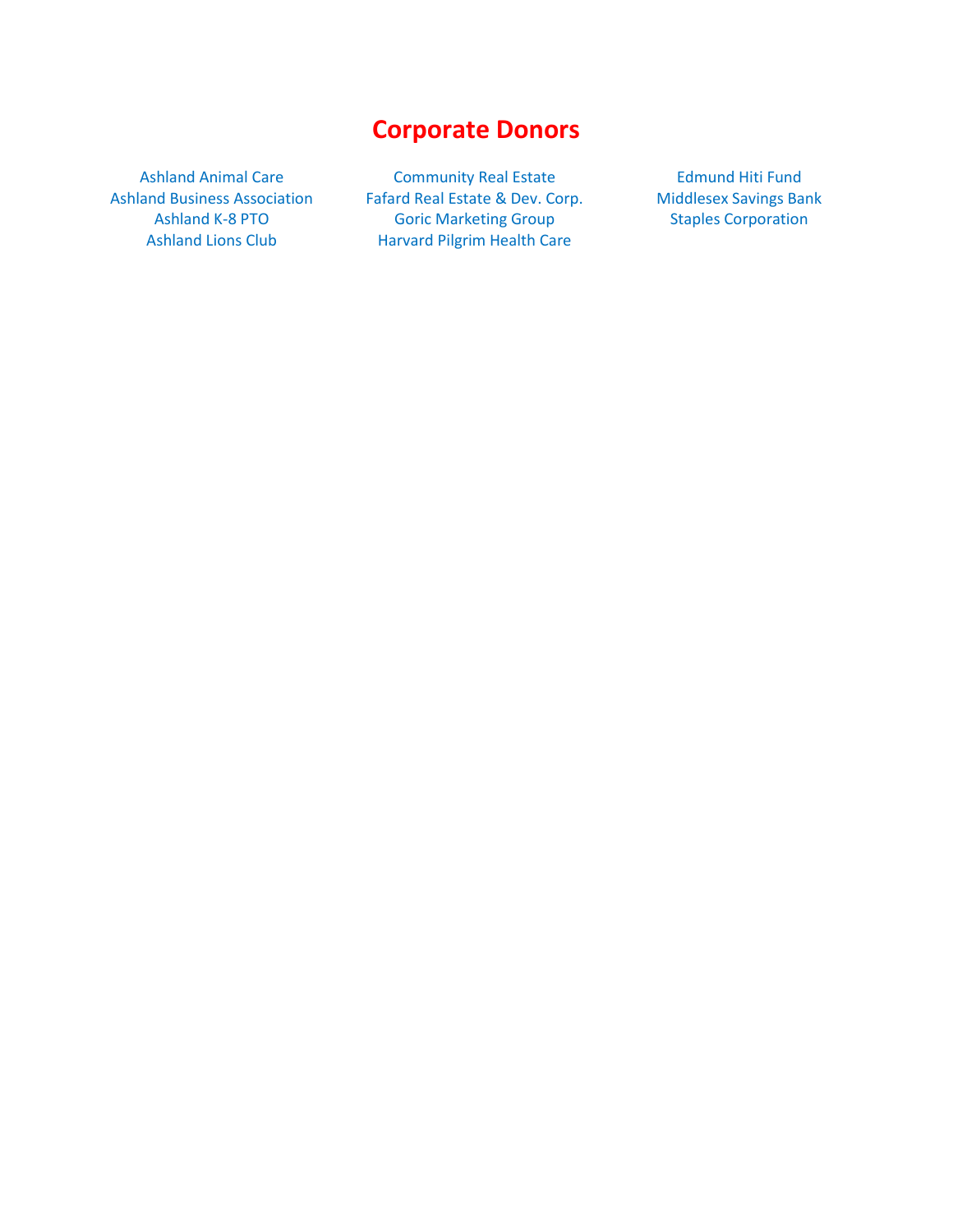# Corporate Donors

Ashland Animal Care
Ashland Business Association
Ashland K-8 PTO
Ashland Lions Club

Community Real Estate
Fafard Real Estate & Dev. Corp.
Goric Marketing Group
Harvard Pilgrim Health Care

Edmund Hiti Fund
Middlesex Savings Bank
Staples Corporation